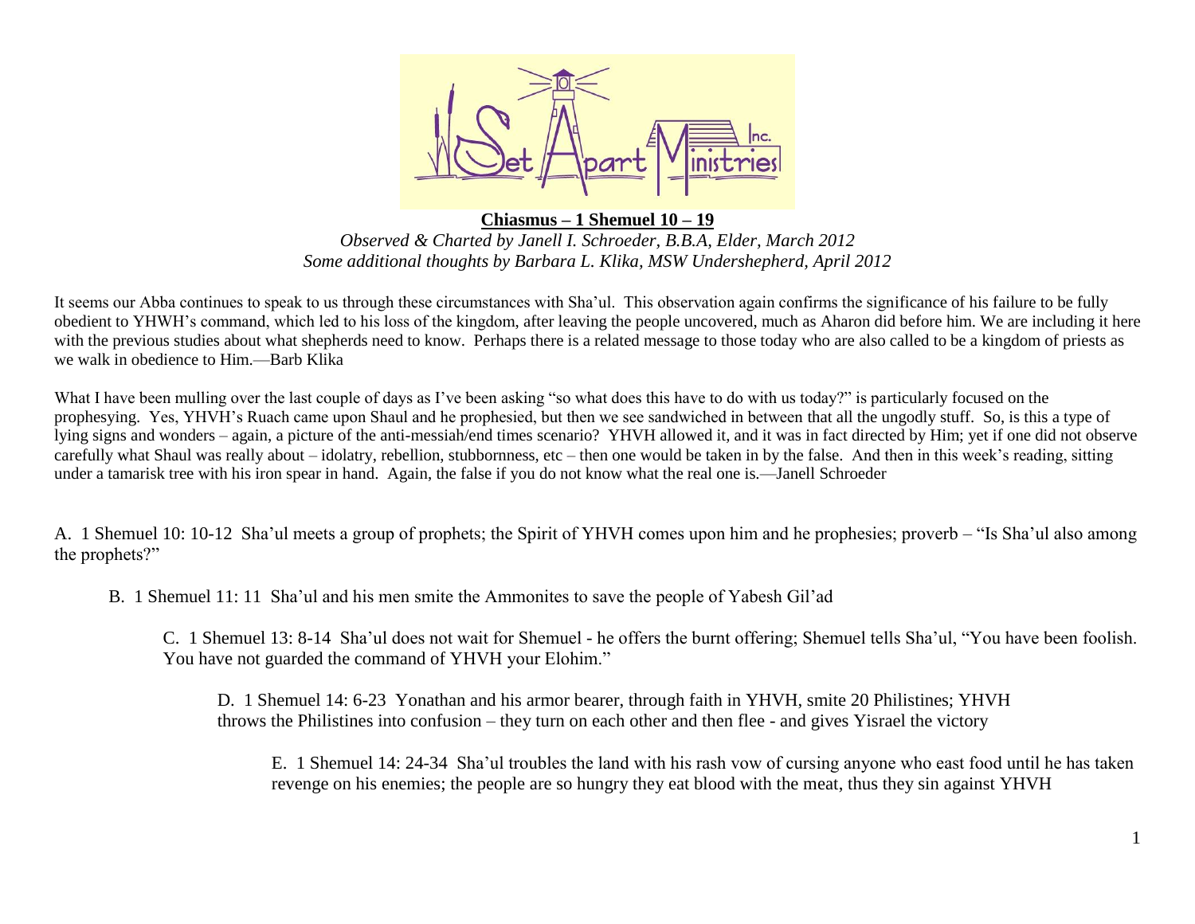**Chiasmus – 1 Shemuel 10 – 19**

*Observed & Charted by Janell I. Schroeder, B.B.A, Elder, March 2012*

*Some additional thoughts by Barbara L. Klika, MSW Undershepherd, April 2012*

It seems our Abba continues to speak to us through these circumstances with Sha'ul. This observation again confirms the significance of his failure to be fully obedient to YHWH's command, which led to his loss of the kingdom, after leaving the people uncovered, much as Aharon did before him. We are including it here with the previous studies about what shepherds need to know. Perhaps there is a related message to those today who are also called to be a kingdom of priests as we walk in obedience to Him.—Barb Klika

What I have been mulling over the last couple of days as I've been asking "so what does this have to do with us today?" is particularly focused on the prophesying. Yes, YHVH's Ruach came upon Shaul and he prophesied, but then we see sandwiched in between that all the ungodly stuff. So, is this a type of lying signs and wonders – again, a picture of the anti-messiah/end times scenario? YHVH allowed it, and it was in fact directed by Him; yet if one did not observe carefully what Shaul was really about – idolatry, rebellion, stubbornness, etc – then one would be taken in by the false. And then in this week's reading, sitting under a tamarisk tree with his iron spear in hand. Again, the false if you do not know what the real one is.—Janell Schroeder

A. 1 Shemuel 10: 10-12 Sha'ul meets a group of prophets; the Spirit of YHVH comes upon him and he prophesies; proverb – "Is Sha'ul also among the prophets?"

> B. 1 Shemuel 11: 11 Sha'ul and his men smite the Ammonites to save the people of Yabesh Gil'ad
>
> > C. 1 Shemuel 13: 8-14 Sha'ul does not wait for Shemuel - he offers the burnt offering; Shemuel tells Sha'ul, "You have been foolish. You have not guarded the command of YHVH your Elohim."
> >
> > > D. 1 Shemuel 14: 6-23 Yonathan and his armor bearer, through faith in YHVH, smite 20 Philistines; YHVH throws the Philistines into confusion – they turn on each other and then flee - and gives Yisrael the victory
> > >
> > > > E. 1 Shemuel 14: 24-34 Sha'ul troubles the land with his rash vow of cursing anyone who east food until he has taken revenge on his enemies; the people are so hungry they eat blood with the meat, thus they sin against YHVH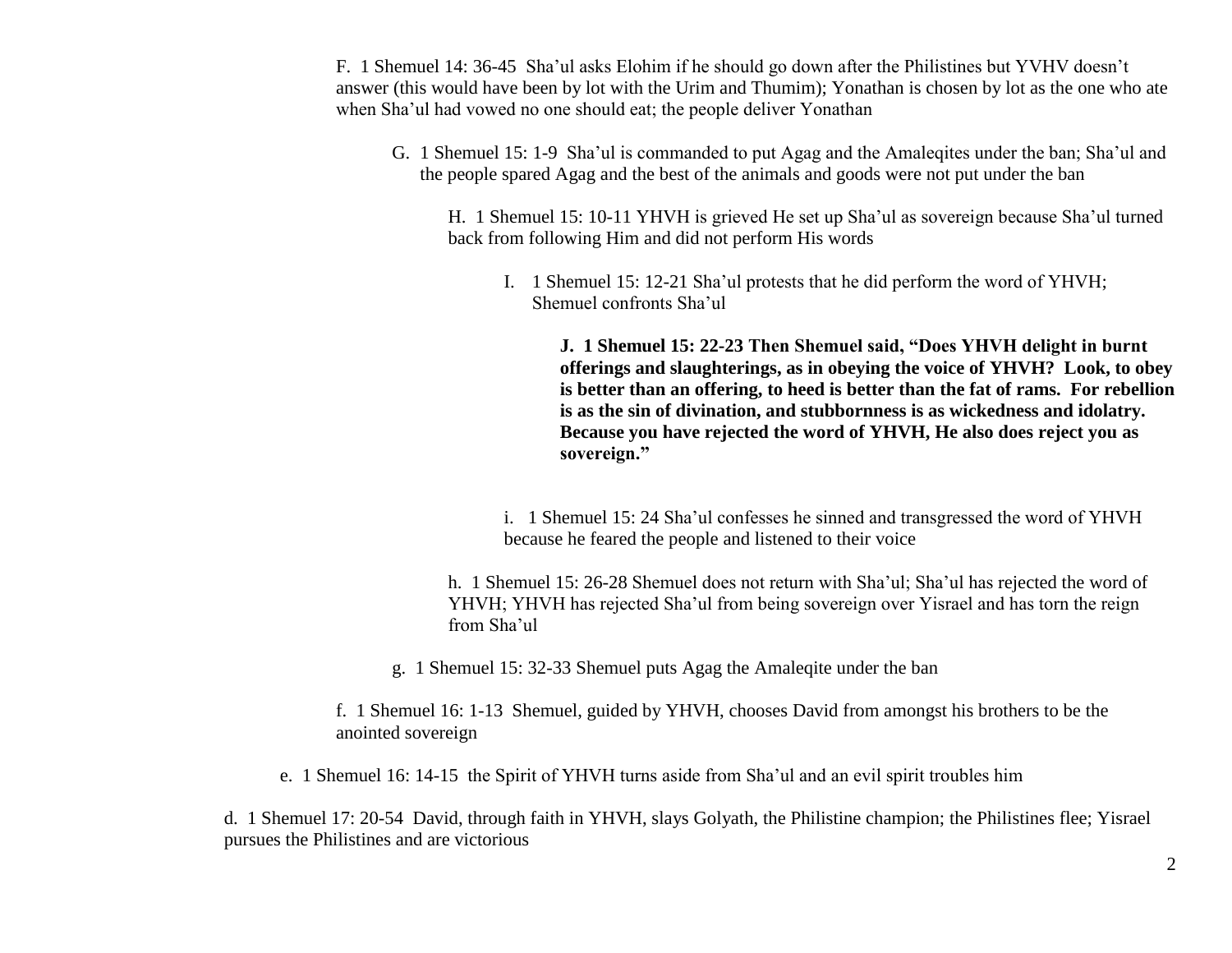F.  1 Shemuel 14: 36-45  Sha'ul asks Elohim if he should go down after the Philistines but YVHV doesn't answer (this would have been by lot with the Urim and Thumim); Yonathan is chosen by lot as the one who ate when Sha'ul had vowed no one should eat; the people deliver Yonathan

G.  1 Shemuel 15: 1-9  Sha'ul is commanded to put Agag and the Amaleqites under the ban; Sha'ul and the people spared Agag and the best of the animals and goods were not put under the ban

H.  1 Shemuel 15: 10-11 YHVH is grieved He set up Sha'ul as sovereign because Sha'ul turned back from following Him and did not perform His words

I.  1 Shemuel 15: 12-21 Sha'ul protests that he did perform the word of YHVH; Shemuel confronts Sha'ul

**J.  1 Shemuel 15: 22-23 Then Shemuel said, "Does YHVH delight in burnt offerings and slaughterings, as in obeying the voice of YHVH?  Look, to obey is better than an offering, to heed is better than the fat of rams.  For rebellion is as the sin of divination, and stubbornness is as wickedness and idolatry.  Because you have rejected the word of YHVH, He also does reject you as sovereign."**

i.  1 Shemuel 15: 24 Sha'ul confesses he sinned and transgressed the word of YHVH because he feared the people and listened to their voice

h.  1 Shemuel 15: 26-28 Shemuel does not return with Sha'ul; Sha'ul has rejected the word of YHVH; YHVH has rejected Sha'ul from being sovereign over Yisrael and has torn the reign from Sha'ul

g.  1 Shemuel 15: 32-33 Shemuel puts Agag the Amaleqite under the ban

f.  1 Shemuel 16: 1-13  Shemuel, guided by YHVH, chooses David from amongst his brothers to be the anointed sovereign

e.  1 Shemuel 16: 14-15  the Spirit of YHVH turns aside from Sha'ul and an evil spirit troubles him

d.  1 Shemuel 17: 20-54  David, through faith in YHVH, slays Golyath, the Philistine champion; the Philistines flee; Yisrael pursues the Philistines and are victorious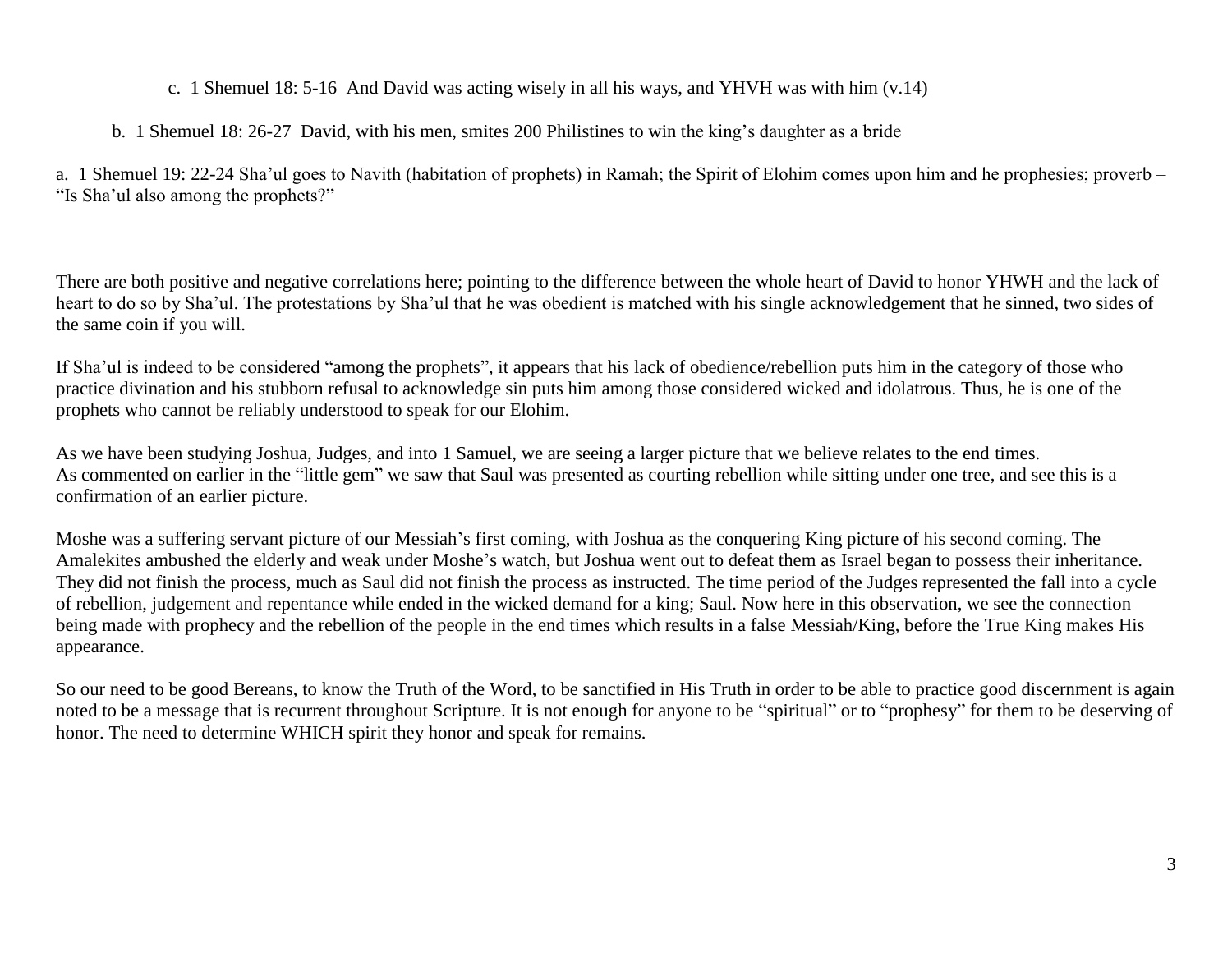c. 1 Shemuel 18: 5-16 And David was acting wisely in all his ways, and YHVH was with him (v.14)

b. 1 Shemuel 18: 26-27 David, with his men, smites 200 Philistines to win the king's daughter as a bride

a. 1 Shemuel 19: 22-24 Sha'ul goes to Navith (habitation of prophets) in Ramah; the Spirit of Elohim comes upon him and he prophesies; proverb – "Is Sha'ul also among the prophets?"

There are both positive and negative correlations here; pointing to the difference between the whole heart of David to honor YHWH and the lack of heart to do so by Sha'ul. The protestations by Sha'ul that he was obedient is matched with his single acknowledgement that he sinned, two sides of the same coin if you will.

If Sha'ul is indeed to be considered "among the prophets", it appears that his lack of obedience/rebellion puts him in the category of those who practice divination and his stubborn refusal to acknowledge sin puts him among those considered wicked and idolatrous. Thus, he is one of the prophets who cannot be reliably understood to speak for our Elohim.

As we have been studying Joshua, Judges, and into 1 Samuel, we are seeing a larger picture that we believe relates to the end times.
As commented on earlier in the "little gem" we saw that Saul was presented as courting rebellion while sitting under one tree, and see this is a confirmation of an earlier picture.

Moshe was a suffering servant picture of our Messiah's first coming, with Joshua as the conquering King picture of his second coming. The Amalekites ambushed the elderly and weak under Moshe's watch, but Joshua went out to defeat them as Israel began to possess their inheritance. They did not finish the process, much as Saul did not finish the process as instructed. The time period of the Judges represented the fall into a cycle of rebellion, judgement and repentance while ended in the wicked demand for a king; Saul. Now here in this observation, we see the connection being made with prophecy and the rebellion of the people in the end times which results in a false Messiah/King, before the True King makes His appearance.

So our need to be good Bereans, to know the Truth of the Word, to be sanctified in His Truth in order to be able to practice good discernment is again noted to be a message that is recurrent throughout Scripture. It is not enough for anyone to be "spiritual" or to "prophesy" for them to be deserving of honor. The need to determine WHICH spirit they honor and speak for remains.